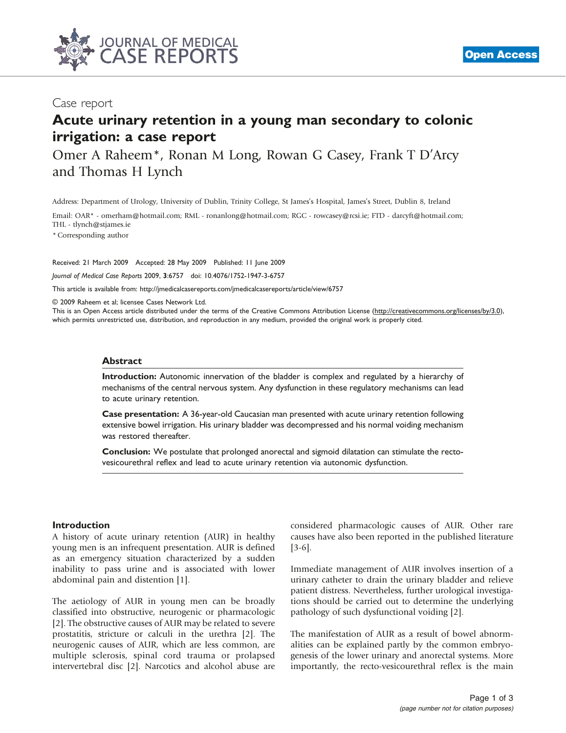Case report

# Acute urinary retention in a young man secondary to colonic irrigation: a case report

Omer A Raheem*, Ronan M Long, Rowan G Casey, Frank T D'Arcy and Thomas H Lynch

Address: Department of Urology, University of Dublin, Trinity College, St James's Hospital, James's Street, Dublin 8, Ireland

Email: OAR* - omerham@hotmail.com; RML - ronanlong@hotmail.com; RGC - rowcasey@rcsi.ie; FTD - darcyft@hotmail.com; THL - tlynch@stjames.ie

* Corresponding author

Received: 21 March 2009 Accepted: 28 May 2009 Published: 11 June 2009

*Journal of Medical Case Reports* 2009, **3**:6757 doi: 10.4076/1752-1947-3-6757

This article is available from: http://jmedicalcasereports.com/jmedicalcasereports/article/view/6757

© 2009 Raheem et al; licensee Cases Network Ltd.

This is an Open Access article distributed under the terms of the Creative Commons Attribution License (http://creativecommons.org/licenses/by/3.0), which permits unrestricted use, distribution, and reproduction in any medium, provided the original work is properly cited.

## Abstract

**Introduction:** Autonomic innervation of the bladder is complex and regulated by a hierarchy of mechanisms of the central nervous system. Any dysfunction in these regulatory mechanisms can lead to acute urinary retention.

**Case presentation:** A 36-year-old Caucasian man presented with acute urinary retention following extensive bowel irrigation. His urinary bladder was decompressed and his normal voiding mechanism was restored thereafter.

**Conclusion:** We postulate that prolonged anorectal and sigmoid dilatation can stimulate the recto-vesicourethral reflex and lead to acute urinary retention via autonomic dysfunction.

## Introduction

A history of acute urinary retention (AUR) in healthy young men is an infrequent presentation. AUR is defined as an emergency situation characterized by a sudden inability to pass urine and is associated with lower abdominal pain and distention [1].

The aetiology of AUR in young men can be broadly classified into obstructive, neurogenic or pharmacologic [2]. The obstructive causes of AUR may be related to severe prostatitis, stricture or calculi in the urethra [2]. The neurogenic causes of AUR, which are less common, are multiple sclerosis, spinal cord trauma or prolapsed intervertebral disc [2]. Narcotics and alcohol abuse are considered pharmacologic causes of AUR. Other rare causes have also been reported in the published literature [3-6].

Immediate management of AUR involves insertion of a urinary catheter to drain the urinary bladder and relieve patient distress. Nevertheless, further urological investigations should be carried out to determine the underlying pathology of such dysfunctional voiding [2].

The manifestation of AUR as a result of bowel abnormalities can be explained partly by the common embryogenesis of the lower urinary and anorectal systems. More importantly, the recto-vesicourethral reflex is the main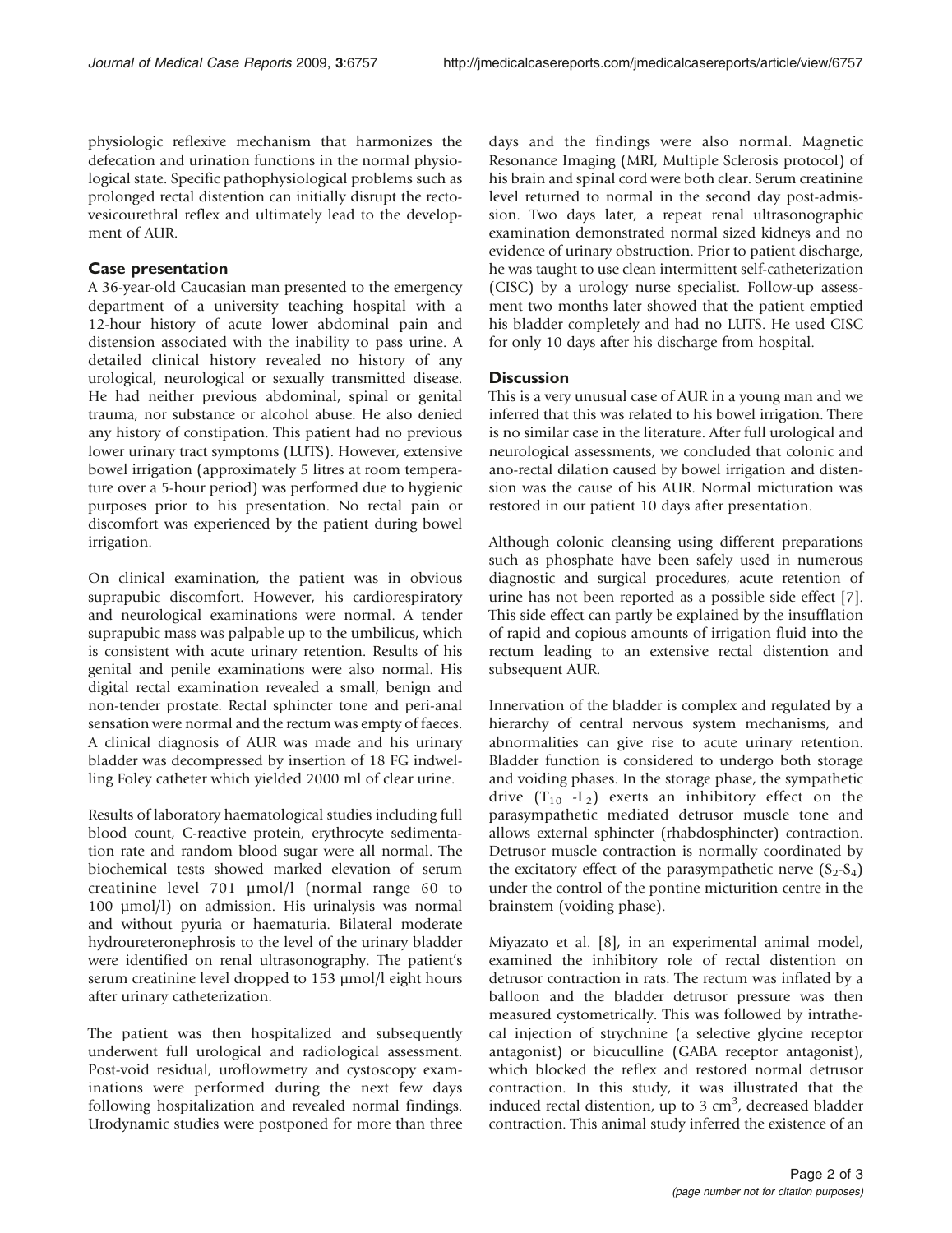physiologic reflexive mechanism that harmonizes the defecation and urination functions in the normal physiological state. Specific pathophysiological problems such as prolonged rectal distention can initially disrupt the recto-vesicourethral reflex and ultimately lead to the development of AUR.

## Case presentation

A 36-year-old Caucasian man presented to the emergency department of a university teaching hospital with a 12-hour history of acute lower abdominal pain and distension associated with the inability to pass urine. A detailed clinical history revealed no history of any urological, neurological or sexually transmitted disease. He had neither previous abdominal, spinal or genital trauma, nor substance or alcohol abuse. He also denied any history of constipation. This patient had no previous lower urinary tract symptoms (LUTS). However, extensive bowel irrigation (approximately 5 litres at room temperature over a 5-hour period) was performed due to hygienic purposes prior to his presentation. No rectal pain or discomfort was experienced by the patient during bowel irrigation.

On clinical examination, the patient was in obvious suprapubic discomfort. However, his cardiorespiratory and neurological examinations were normal. A tender suprapubic mass was palpable up to the umbilicus, which is consistent with acute urinary retention. Results of his genital and penile examinations were also normal. His digital rectal examination revealed a small, benign and non-tender prostate. Rectal sphincter tone and peri-anal sensation were normal and the rectum was empty of faeces. A clinical diagnosis of AUR was made and his urinary bladder was decompressed by insertion of 18 FG indwelling Foley catheter which yielded 2000 ml of clear urine.

Results of laboratory haematological studies including full blood count, C-reactive protein, erythrocyte sedimentation rate and random blood sugar were all normal. The biochemical tests showed marked elevation of serum creatinine level 701 μmol/l (normal range 60 to 100 μmol/l) on admission. His urinalysis was normal and without pyuria or haematuria. Bilateral moderate hydroureteronephrosis to the level of the urinary bladder were identified on renal ultrasonography. The patient's serum creatinine level dropped to 153 μmol/l eight hours after urinary catheterization.

The patient was then hospitalized and subsequently underwent full urological and radiological assessment. Post-void residual, uroflowmetry and cystoscopy examinations were performed during the next few days following hospitalization and revealed normal findings. Urodynamic studies were postponed for more than three days and the findings were also normal. Magnetic Resonance Imaging (MRI, Multiple Sclerosis protocol) of his brain and spinal cord were both clear. Serum creatinine level returned to normal in the second day post-admission. Two days later, a repeat renal ultrasonographic examination demonstrated normal sized kidneys and no evidence of urinary obstruction. Prior to patient discharge, he was taught to use clean intermittent self-catheterization (CISC) by a urology nurse specialist. Follow-up assessment two months later showed that the patient emptied his bladder completely and had no LUTS. He used CISC for only 10 days after his discharge from hospital.

## Discussion

This is a very unusual case of AUR in a young man and we inferred that this was related to his bowel irrigation. There is no similar case in the literature. After full urological and neurological assessments, we concluded that colonic and ano-rectal dilation caused by bowel irrigation and distension was the cause of his AUR. Normal micturation was restored in our patient 10 days after presentation.

Although colonic cleansing using different preparations such as phosphate have been safely used in numerous diagnostic and surgical procedures, acute retention of urine has not been reported as a possible side effect [7]. This side effect can partly be explained by the insufflation of rapid and copious amounts of irrigation fluid into the rectum leading to an extensive rectal distention and subsequent AUR.

Innervation of the bladder is complex and regulated by a hierarchy of central nervous system mechanisms, and abnormalities can give rise to acute urinary retention. Bladder function is considered to undergo both storage and voiding phases. In the storage phase, the sympathetic drive ($T_{10}$ -$L_2$) exerts an inhibitory effect on the parasympathetic mediated detrusor muscle tone and allows external sphincter (rhabdosphincter) contraction. Detrusor muscle contraction is normally coordinated by the excitatory effect of the parasympathetic nerve ($S_2$-$S_4$) under the control of the pontine micturition centre in the brainstem (voiding phase).

Miyazato et al. [8], in an experimental animal model, examined the inhibitory role of rectal distention on detrusor contraction in rats. The rectum was inflated by a balloon and the bladder detrusor pressure was then measured cystometrically. This was followed by intrathecal injection of strychnine (a selective glycine receptor antagonist) or bicuculline (GABA receptor antagonist), which blocked the reflex and restored normal detrusor contraction. In this study, it was illustrated that the induced rectal distention, up to 3 $cm^3$, decreased bladder contraction. This animal study inferred the existence of an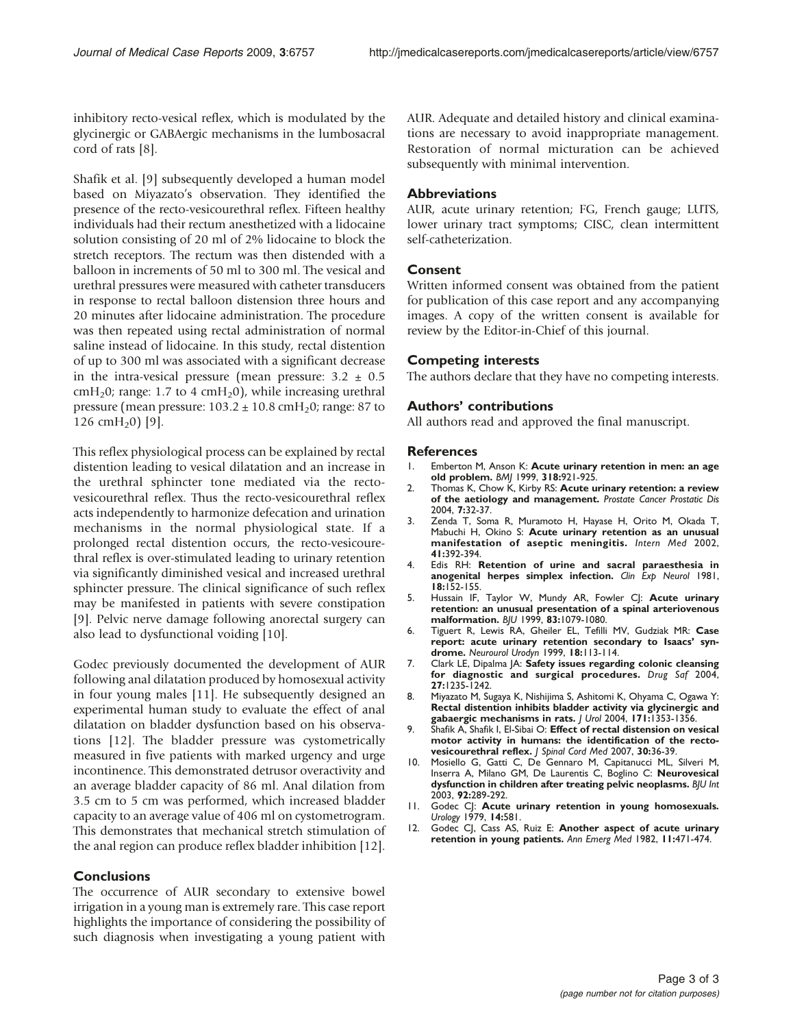inhibitory recto-vesical reflex, which is modulated by the glycinergic or GABAergic mechanisms in the lumbosacral cord of rats [8].

Shafik et al. [9] subsequently developed a human model based on Miyazato's observation. They identified the presence of the recto-vesicourethral reflex. Fifteen healthy individuals had their rectum anesthetized with a lidocaine solution consisting of 20 ml of 2% lidocaine to block the stretch receptors. The rectum was then distended with a balloon in increments of 50 ml to 300 ml. The vesical and urethral pressures were measured with catheter transducers in response to rectal balloon distension three hours and 20 minutes after lidocaine administration. The procedure was then repeated using rectal administration of normal saline instead of lidocaine. In this study, rectal distention of up to 300 ml was associated with a significant decrease in the intra-vesical pressure (mean pressure: $3.2 \pm 0.5$ $cmH_20$; range: 1.7 to 4 $cmH_20$), while increasing urethral pressure (mean pressure: $103.2 \pm 10.8$ $cmH_20$; range: 87 to 126 $cmH_20$) [9].

This reflex physiological process can be explained by rectal distention leading to vesical dilatation and an increase in the urethral sphincter tone mediated via the recto-vesicourethral reflex. Thus the recto-vesicourethral reflex acts independently to harmonize defecation and urination mechanisms in the normal physiological state. If a prolonged rectal distention occurs, the recto-vesicourethral reflex is over-stimulated leading to urinary retention via significantly diminished vesical and increased urethral sphincter pressure. The clinical significance of such reflex may be manifested in patients with severe constipation [9]. Pelvic nerve damage following anorectal surgery can also lead to dysfunctional voiding [10].

Godec previously documented the development of AUR following anal dilatation produced by homosexual activity in four young males [11]. He subsequently designed an experimental human study to evaluate the effect of anal dilatation on bladder dysfunction based on his observations [12]. The bladder pressure was cystometrically measured in five patients with marked urgency and urge incontinence. This demonstrated detrusor overactivity and an average bladder capacity of 86 ml. Anal dilation from 3.5 cm to 5 cm was performed, which increased bladder capacity to an average value of 406 ml on cystometrogram. This demonstrates that mechanical stretch stimulation of the anal region can produce reflex bladder inhibition [12].

## Conclusions

The occurrence of AUR secondary to extensive bowel irrigation in a young man is extremely rare. This case report highlights the importance of considering the possibility of such diagnosis when investigating a young patient with AUR. Adequate and detailed history and clinical examinations are necessary to avoid inappropriate management. Restoration of normal micturation can be achieved subsequently with minimal intervention.

## Abbreviations

AUR, acute urinary retention; FG, French gauge; LUTS, lower urinary tract symptoms; CISC, clean intermittent self-catheterization.

## Consent

Written informed consent was obtained from the patient for publication of this case report and any accompanying images. A copy of the written consent is available for review by the Editor-in-Chief of this journal.

## Competing interests

The authors declare that they have no competing interests.

## Authors' contributions

All authors read and approved the final manuscript.

## References

1. Emberton M, Anson K: **Acute urinary retention in men: an age old problem.** *BMJ* 1999, **318:**921-925.
2. Thomas K, Chow K, Kirby RS: **Acute urinary retention: a review of the aetiology and management.** *Prostate Cancer Prostatic Dis* 2004, **7:**32-37.
3. Zenda T, Soma R, Muramoto H, Hayase H, Orito M, Okada T, Mabuchi H, Okino S: **Acute urinary retention as an unusual manifestation of aseptic meningitis.** *Intern Med* 2002, **41:**392-394.
4. Edis RH: **Retention of urine and sacral paraesthesia in anogenital herpes simplex infection.** *Clin Exp Neurol* 1981, **18:**152-155.
5. Hussain IF, Taylor W, Mundy AR, Fowler CJ: **Acute urinary retention: an unusual presentation of a spinal arteriovenous malformation.** *BJU* 1999, **83:**1079-1080.
6. Tiguert R, Lewis RA, Gheiler EL, Tefilli MV, Gudziak MR: **Case report: acute urinary retention secondary to Isaacs' syndrome.** *Neurourol Urodyn* 1999, **18:**113-114.
7. Clark LE, Dipalma JA: **Safety issues regarding colonic cleansing for diagnostic and surgical procedures.** *Drug Saf* 2004, **27:**1235-1242.
8. Miyazato M, Sugaya K, Nishijima S, Ashitomi K, Ohyama C, Ogawa Y: **Rectal distention inhibits bladder activity via glycinergic and gabaergic mechanisms in rats.** *J Urol* 2004, **171:**1353-1356.
9. Shafik A, Shafik I, El-Sibai O: **Effect of rectal distension on vesical motor activity in humans: the identification of the recto-vesicourethral reflex.** *J Spinal Cord Med* 2007, **30:**36-39.
10. Mosiello G, Gatti C, De Gennaro M, Capitanucci ML, Silveri M, Inserra A, Milano GM, De Laurentis C, Boglino C: **Neurovesical dysfunction in children after treating pelvic neoplasms.** *BJU Int* 2003, **92:**289-292.
11. Godec CJ: **Acute urinary retention in young homosexuals.** *Urology* 1979, **14:**581.
12. Godec CJ, Cass AS, Ruiz E: **Another aspect of acute urinary retention in young patients.** *Ann Emerg Med* 1982, **11:**471-474.